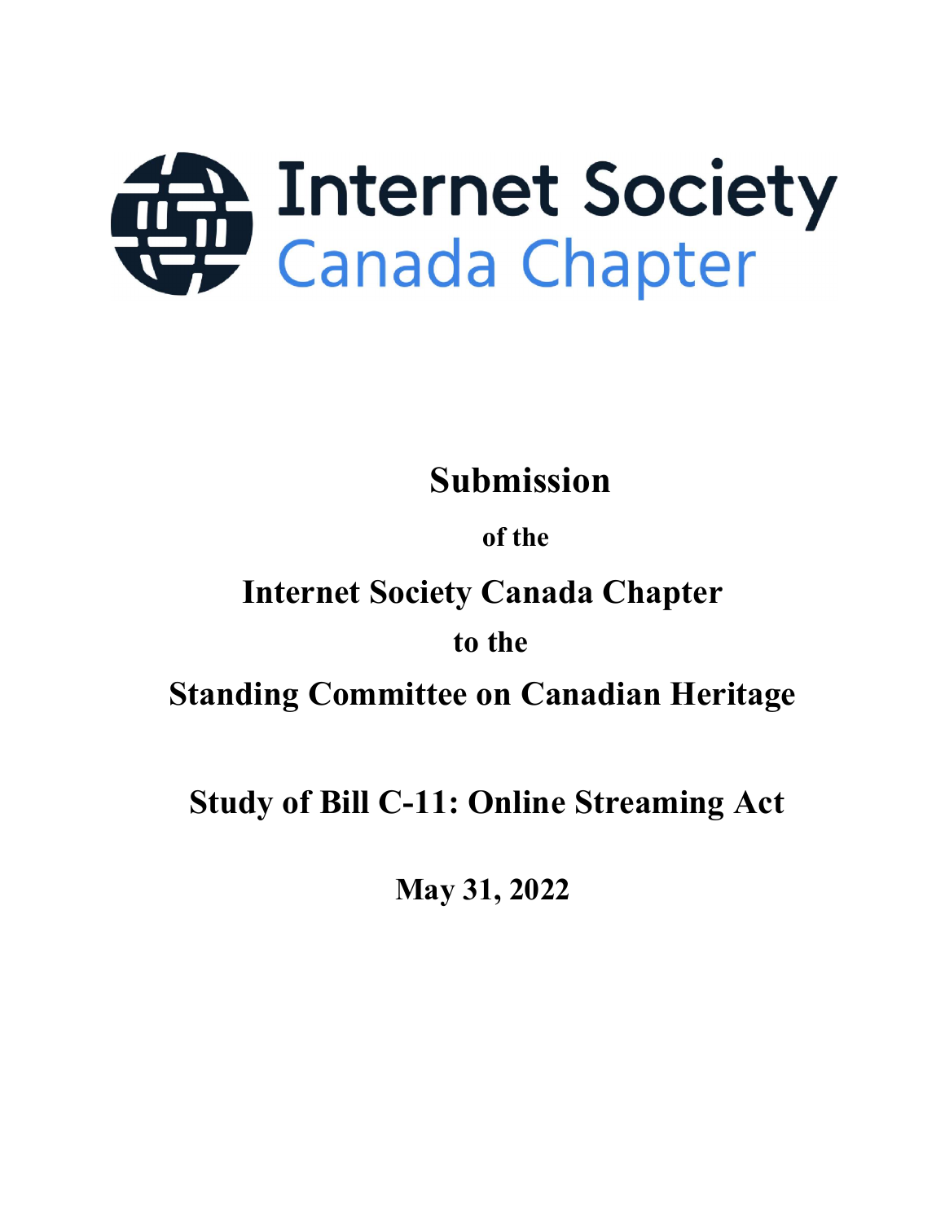Internet Society
Canada Chapter

# Submission

**of the**

## Internet Society Canada Chapter

**to the**

## Standing Committee on Canadian Heritage

## Study of Bill C-11: Online Streaming Act

**May 31, 2022**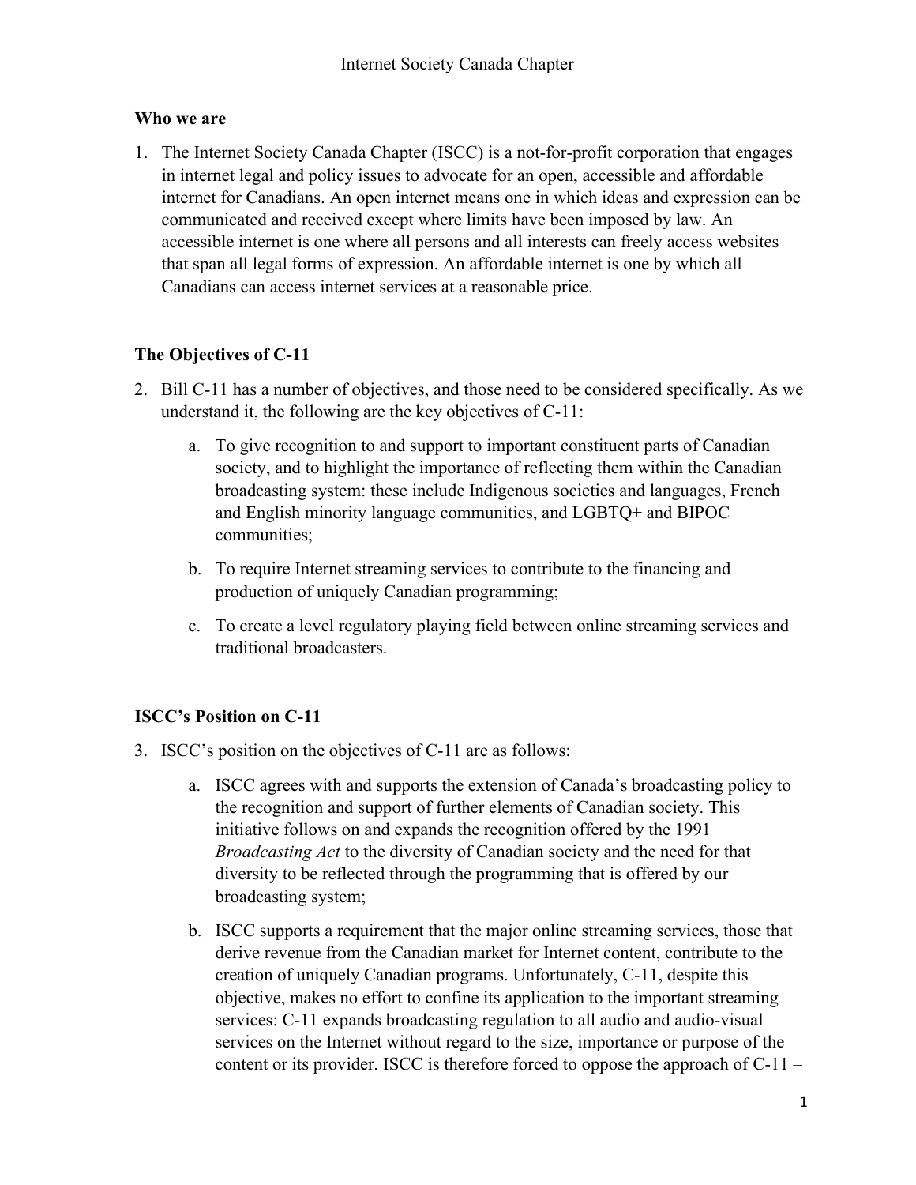### Who we are

1. The Internet Society Canada Chapter (ISCC) is a not-for-profit corporation that engages in internet legal and policy issues to advocate for an open, accessible and affordable internet for Canadians. An open internet means one in which ideas and expression can be communicated and received except where limits have been imposed by law. An accessible internet is one where all persons and all interests can freely access websites that span all legal forms of expression. An affordable internet is one by which all Canadians can access internet services at a reasonable price.

### The Objectives of C-11

2. Bill C-11 has a number of objectives, and those need to be considered specifically. As we understand it, the following are the key objectives of C-11:

    a. To give recognition to and support to important constituent parts of Canadian society, and to highlight the importance of reflecting them within the Canadian broadcasting system: these include Indigenous societies and languages, French and English minority language communities, and LGBTQ+ and BIPOC communities;

    b. To require Internet streaming services to contribute to the financing and production of uniquely Canadian programming;

    c. To create a level regulatory playing field between online streaming services and traditional broadcasters.

### ISCC's Position on C-11

3. ISCC's position on the objectives of C-11 are as follows:

    a. ISCC agrees with and supports the extension of Canada's broadcasting policy to the recognition and support of further elements of Canadian society. This initiative follows on and expands the recognition offered by the 1991 *Broadcasting Act* to the diversity of Canadian society and the need for that diversity to be reflected through the programming that is offered by our broadcasting system;

    b. ISCC supports a requirement that the major online streaming services, those that derive revenue from the Canadian market for Internet content, contribute to the creation of uniquely Canadian programs. Unfortunately, C-11, despite this objective, makes no effort to confine its application to the important streaming services: C-11 expands broadcasting regulation to all audio and audio-visual services on the Internet without regard to the size, importance or purpose of the content or its provider. ISCC is therefore forced to oppose the approach of C-11 –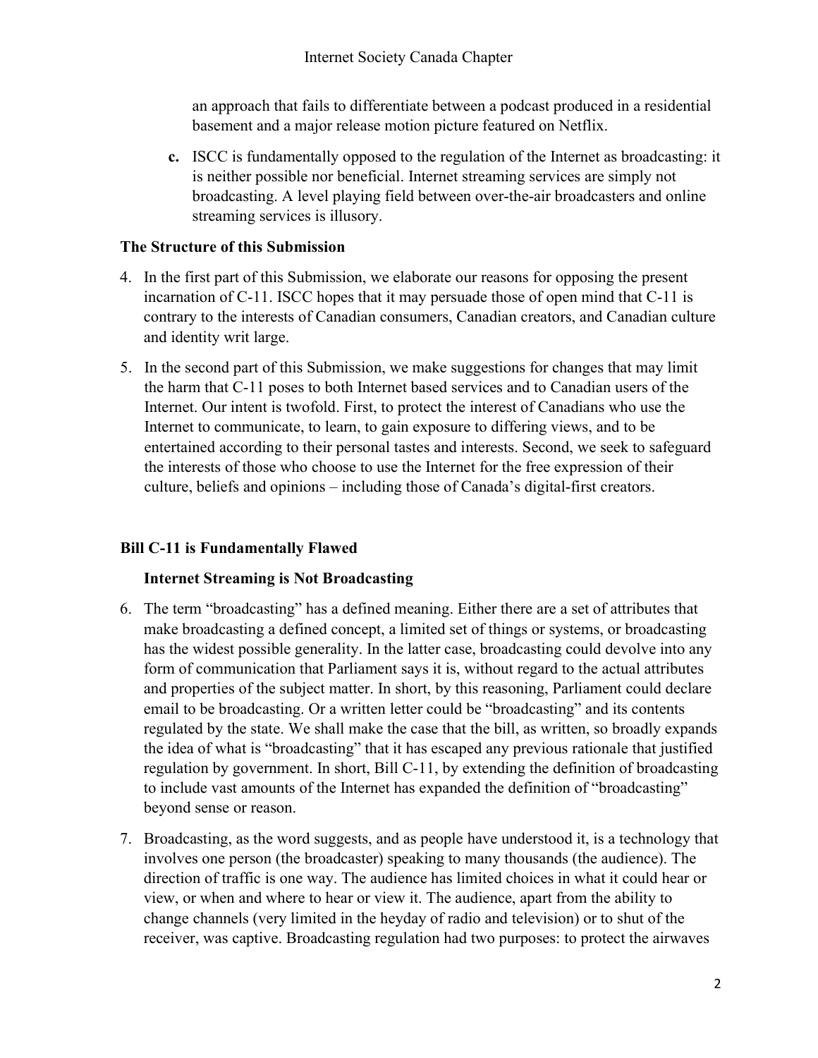an approach that fails to differentiate between a podcast produced in a residential basement and a major release motion picture featured on Netflix.

**c.** ISCC is fundamentally opposed to the regulation of the Internet as broadcasting: it is neither possible nor beneficial. Internet streaming services are simply not broadcasting. A level playing field between over-the-air broadcasters and online streaming services is illusory.

### The Structure of this Submission

4. In the first part of this Submission, we elaborate our reasons for opposing the present incarnation of C-11. ISCC hopes that it may persuade those of open mind that C-11 is contrary to the interests of Canadian consumers, Canadian creators, and Canadian culture and identity writ large.

5. In the second part of this Submission, we make suggestions for changes that may limit the harm that C-11 poses to both Internet based services and to Canadian users of the Internet. Our intent is twofold. First, to protect the interest of Canadians who use the Internet to communicate, to learn, to gain exposure to differing views, and to be entertained according to their personal tastes and interests. Second, we seek to safeguard the interests of those who choose to use the Internet for the free expression of their culture, beliefs and opinions – including those of Canada's digital-first creators.

## Bill C-11 is Fundamentally Flawed

### Internet Streaming is Not Broadcasting

6. The term "broadcasting" has a defined meaning. Either there are a set of attributes that make broadcasting a defined concept, a limited set of things or systems, or broadcasting has the widest possible generality. In the latter case, broadcasting could devolve into any form of communication that Parliament says it is, without regard to the actual attributes and properties of the subject matter. In short, by this reasoning, Parliament could declare email to be broadcasting. Or a written letter could be "broadcasting" and its contents regulated by the state. We shall make the case that the bill, as written, so broadly expands the idea of what is "broadcasting" that it has escaped any previous rationale that justified regulation by government. In short, Bill C-11, by extending the definition of broadcasting to include vast amounts of the Internet has expanded the definition of "broadcasting" beyond sense or reason.

7. Broadcasting, as the word suggests, and as people have understood it, is a technology that involves one person (the broadcaster) speaking to many thousands (the audience). The direction of traffic is one way. The audience has limited choices in what it could hear or view, or when and where to hear or view it. The audience, apart from the ability to change channels (very limited in the heyday of radio and television) or to shut of the receiver, was captive. Broadcasting regulation had two purposes: to protect the airwaves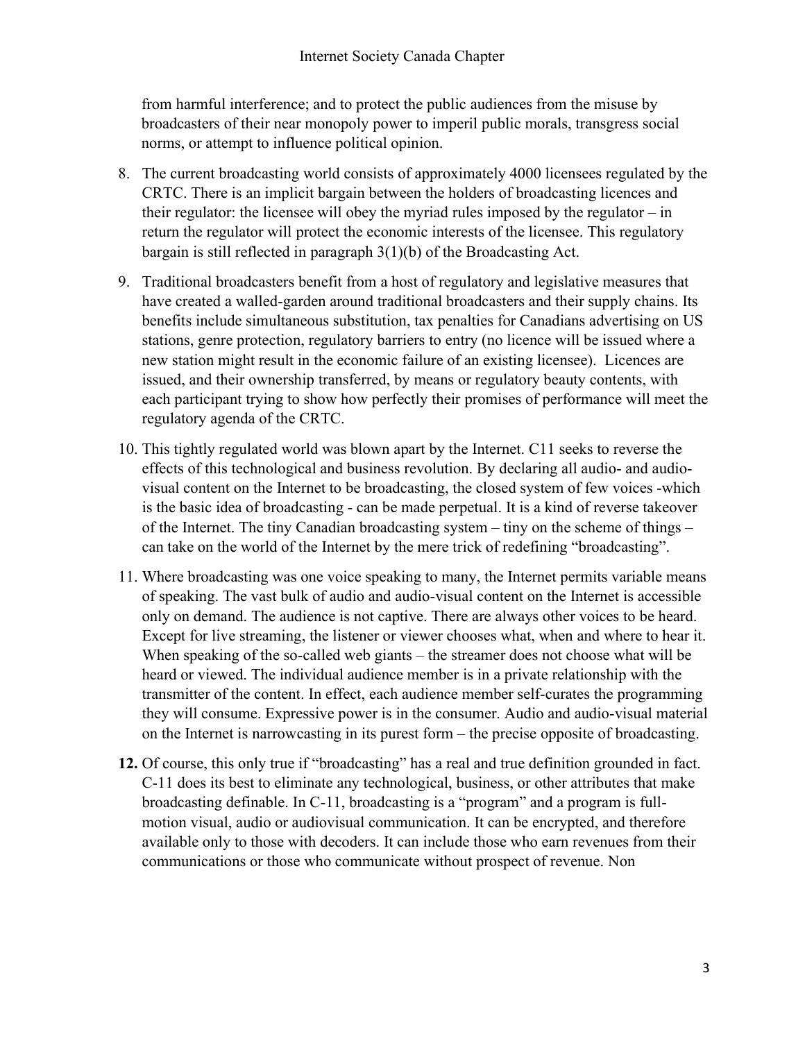from harmful interference; and to protect the public audiences from the misuse by broadcasters of their near monopoly power to imperil public morals, transgress social norms, or attempt to influence political opinion.

8. The current broadcasting world consists of approximately 4000 licensees regulated by the CRTC. There is an implicit bargain between the holders of broadcasting licences and their regulator: the licensee will obey the myriad rules imposed by the regulator – in return the regulator will protect the economic interests of the licensee. This regulatory bargain is still reflected in paragraph 3(1)(b) of the Broadcasting Act.

9. Traditional broadcasters benefit from a host of regulatory and legislative measures that have created a walled-garden around traditional broadcasters and their supply chains. Its benefits include simultaneous substitution, tax penalties for Canadians advertising on US stations, genre protection, regulatory barriers to entry (no licence will be issued where a new station might result in the economic failure of an existing licensee). Licences are issued, and their ownership transferred, by means or regulatory beauty contents, with each participant trying to show how perfectly their promises of performance will meet the regulatory agenda of the CRTC.

10. This tightly regulated world was blown apart by the Internet. C11 seeks to reverse the effects of this technological and business revolution. By declaring all audio- and audio-visual content on the Internet to be broadcasting, the closed system of few voices -which is the basic idea of broadcasting - can be made perpetual. It is a kind of reverse takeover of the Internet. The tiny Canadian broadcasting system – tiny on the scheme of things – can take on the world of the Internet by the mere trick of redefining "broadcasting".

11. Where broadcasting was one voice speaking to many, the Internet permits variable means of speaking. The vast bulk of audio and audio-visual content on the Internet is accessible only on demand. The audience is not captive. There are always other voices to be heard. Except for live streaming, the listener or viewer chooses what, when and where to hear it. When speaking of the so-called web giants – the streamer does not choose what will be heard or viewed. The individual audience member is in a private relationship with the transmitter of the content. In effect, each audience member self-curates the programming they will consume. Expressive power is in the consumer. Audio and audio-visual material on the Internet is narrowcasting in its purest form – the precise opposite of broadcasting.

**12.** Of course, this only true if "broadcasting" has a real and true definition grounded in fact. C-11 does its best to eliminate any technological, business, or other attributes that make broadcasting definable. In C-11, broadcasting is a "program" and a program is full-motion visual, audio or audiovisual communication. It can be encrypted, and therefore available only to those with decoders. It can include those who earn revenues from their communications or those who communicate without prospect of revenue. Non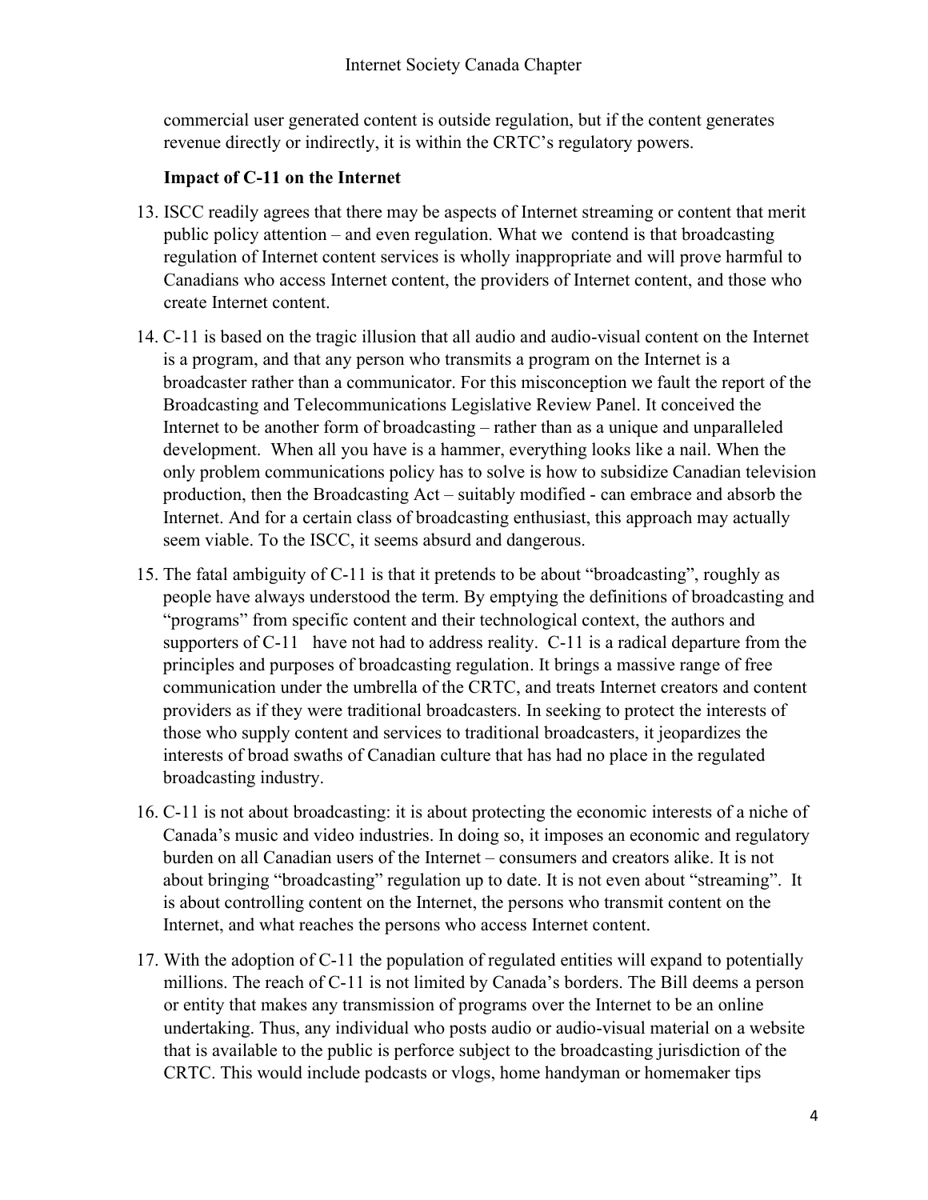commercial user generated content is outside regulation, but if the content generates revenue directly or indirectly, it is within the CRTC's regulatory powers.

**Impact of C-11 on the Internet**

13. ISCC readily agrees that there may be aspects of Internet streaming or content that merit public policy attention – and even regulation. What we contend is that broadcasting regulation of Internet content services is wholly inappropriate and will prove harmful to Canadians who access Internet content, the providers of Internet content, and those who create Internet content.

14. C-11 is based on the tragic illusion that all audio and audio-visual content on the Internet is a program, and that any person who transmits a program on the Internet is a broadcaster rather than a communicator. For this misconception we fault the report of the Broadcasting and Telecommunications Legislative Review Panel. It conceived the Internet to be another form of broadcasting – rather than as a unique and unparalleled development. When all you have is a hammer, everything looks like a nail. When the only problem communications policy has to solve is how to subsidize Canadian television production, then the Broadcasting Act – suitably modified - can embrace and absorb the Internet. And for a certain class of broadcasting enthusiast, this approach may actually seem viable. To the ISCC, it seems absurd and dangerous.

15. The fatal ambiguity of C-11 is that it pretends to be about "broadcasting", roughly as people have always understood the term. By emptying the definitions of broadcasting and "programs" from specific content and their technological context, the authors and supporters of C-11 have not had to address reality. C-11 is a radical departure from the principles and purposes of broadcasting regulation. It brings a massive range of free communication under the umbrella of the CRTC, and treats Internet creators and content providers as if they were traditional broadcasters. In seeking to protect the interests of those who supply content and services to traditional broadcasters, it jeopardizes the interests of broad swaths of Canadian culture that has had no place in the regulated broadcasting industry.

16. C-11 is not about broadcasting: it is about protecting the economic interests of a niche of Canada's music and video industries. In doing so, it imposes an economic and regulatory burden on all Canadian users of the Internet – consumers and creators alike. It is not about bringing "broadcasting" regulation up to date. It is not even about "streaming". It is about controlling content on the Internet, the persons who transmit content on the Internet, and what reaches the persons who access Internet content.

17. With the adoption of C-11 the population of regulated entities will expand to potentially millions. The reach of C-11 is not limited by Canada's borders. The Bill deems a person or entity that makes any transmission of programs over the Internet to be an online undertaking. Thus, any individual who posts audio or audio-visual material on a website that is available to the public is perforce subject to the broadcasting jurisdiction of the CRTC. This would include podcasts or vlogs, home handyman or homemaker tips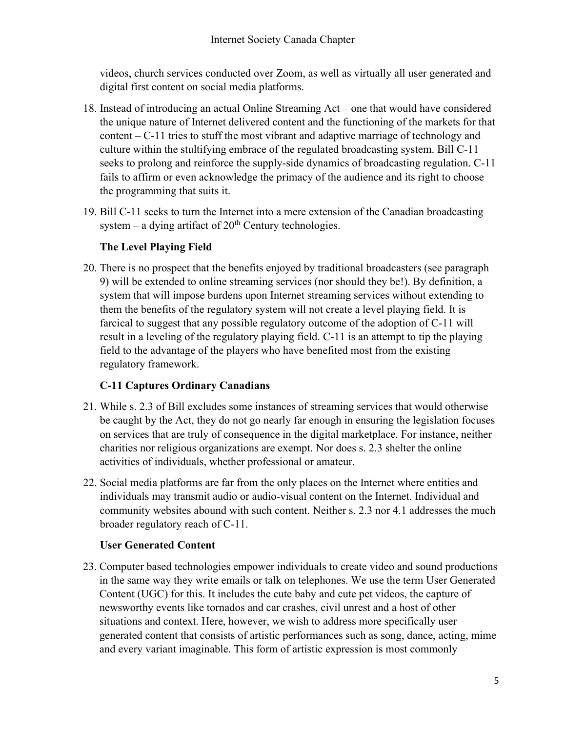videos, church services conducted over Zoom, as well as virtually all user generated and digital first content on social media platforms.

18. Instead of introducing an actual Online Streaming Act – one that would have considered the unique nature of Internet delivered content and the functioning of the markets for that content – C-11 tries to stuff the most vibrant and adaptive marriage of technology and culture within the stultifying embrace of the regulated broadcasting system. Bill C-11 seeks to prolong and reinforce the supply-side dynamics of broadcasting regulation. C-11 fails to affirm or even acknowledge the primacy of the audience and its right to choose the programming that suits it.

19. Bill C-11 seeks to turn the Internet into a mere extension of the Canadian broadcasting system – a dying artifact of 20th Century technologies.

### The Level Playing Field

20. There is no prospect that the benefits enjoyed by traditional broadcasters (see paragraph 9) will be extended to online streaming services (nor should they be!). By definition, a system that will impose burdens upon Internet streaming services without extending to them the benefits of the regulatory system will not create a level playing field. It is farcical to suggest that any possible regulatory outcome of the adoption of C-11 will result in a leveling of the regulatory playing field. C-11 is an attempt to tip the playing field to the advantage of the players who have benefited most from the existing regulatory framework.

### C-11 Captures Ordinary Canadians

21. While s. 2.3 of Bill excludes some instances of streaming services that would otherwise be caught by the Act, they do not go nearly far enough in ensuring the legislation focuses on services that are truly of consequence in the digital marketplace. For instance, neither charities nor religious organizations are exempt. Nor does s. 2.3 shelter the online activities of individuals, whether professional or amateur.

22. Social media platforms are far from the only places on the Internet where entities and individuals may transmit audio or audio-visual content on the Internet. Individual and community websites abound with such content. Neither s. 2.3 nor 4.1 addresses the much broader regulatory reach of C-11.

### User Generated Content

23. Computer based technologies empower individuals to create video and sound productions in the same way they write emails or talk on telephones. We use the term User Generated Content (UGC) for this. It includes the cute baby and cute pet videos, the capture of newsworthy events like tornados and car crashes, civil unrest and a host of other situations and context. Here, however, we wish to address more specifically user generated content that consists of artistic performances such as song, dance, acting, mime and every variant imaginable. This form of artistic expression is most commonly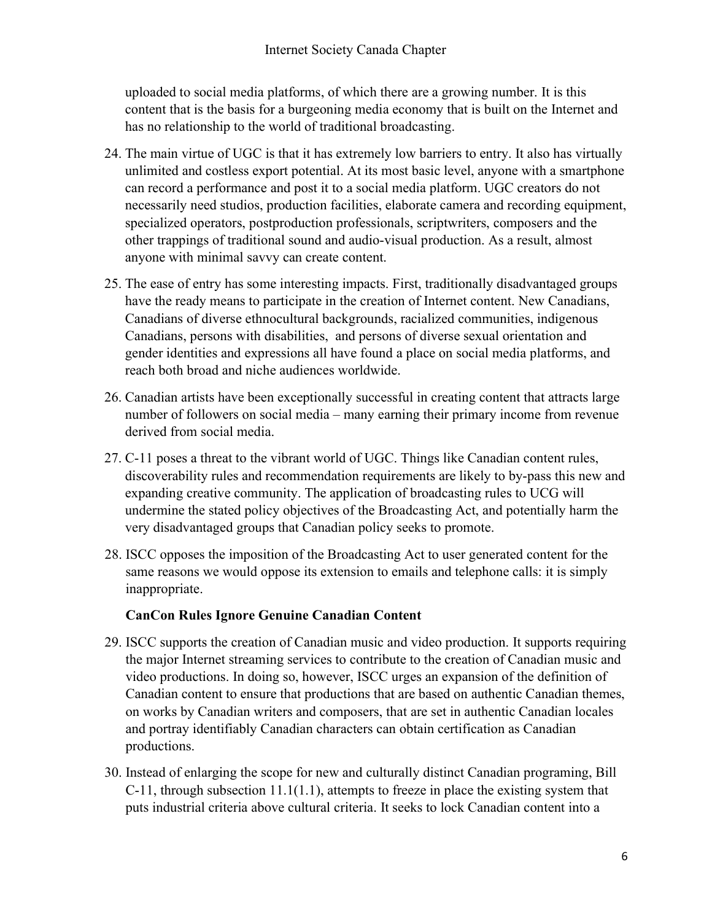uploaded to social media platforms, of which there are a growing number. It is this content that is the basis for a burgeoning media economy that is built on the Internet and has no relationship to the world of traditional broadcasting.

24. The main virtue of UGC is that it has extremely low barriers to entry. It also has virtually unlimited and costless export potential. At its most basic level, anyone with a smartphone can record a performance and post it to a social media platform. UGC creators do not necessarily need studios, production facilities, elaborate camera and recording equipment, specialized operators, postproduction professionals, scriptwriters, composers and the other trappings of traditional sound and audio-visual production. As a result, almost anyone with minimal savvy can create content.

25. The ease of entry has some interesting impacts. First, traditionally disadvantaged groups have the ready means to participate in the creation of Internet content. New Canadians, Canadians of diverse ethnocultural backgrounds, racialized communities, indigenous Canadians, persons with disabilities, and persons of diverse sexual orientation and gender identities and expressions all have found a place on social media platforms, and reach both broad and niche audiences worldwide.

26. Canadian artists have been exceptionally successful in creating content that attracts large number of followers on social media – many earning their primary income from revenue derived from social media.

27. C-11 poses a threat to the vibrant world of UGC. Things like Canadian content rules, discoverability rules and recommendation requirements are likely to by-pass this new and expanding creative community. The application of broadcasting rules to UCG will undermine the stated policy objectives of the Broadcasting Act, and potentially harm the very disadvantaged groups that Canadian policy seeks to promote.

28. ISCC opposes the imposition of the Broadcasting Act to user generated content for the same reasons we would oppose its extension to emails and telephone calls: it is simply inappropriate.

**CanCon Rules Ignore Genuine Canadian Content**

29. ISCC supports the creation of Canadian music and video production. It supports requiring the major Internet streaming services to contribute to the creation of Canadian music and video productions. In doing so, however, ISCC urges an expansion of the definition of Canadian content to ensure that productions that are based on authentic Canadian themes, on works by Canadian writers and composers, that are set in authentic Canadian locales and portray identifiably Canadian characters can obtain certification as Canadian productions.

30. Instead of enlarging the scope for new and culturally distinct Canadian programing, Bill C-11, through subsection 11.1(1.1), attempts to freeze in place the existing system that puts industrial criteria above cultural criteria. It seeks to lock Canadian content into a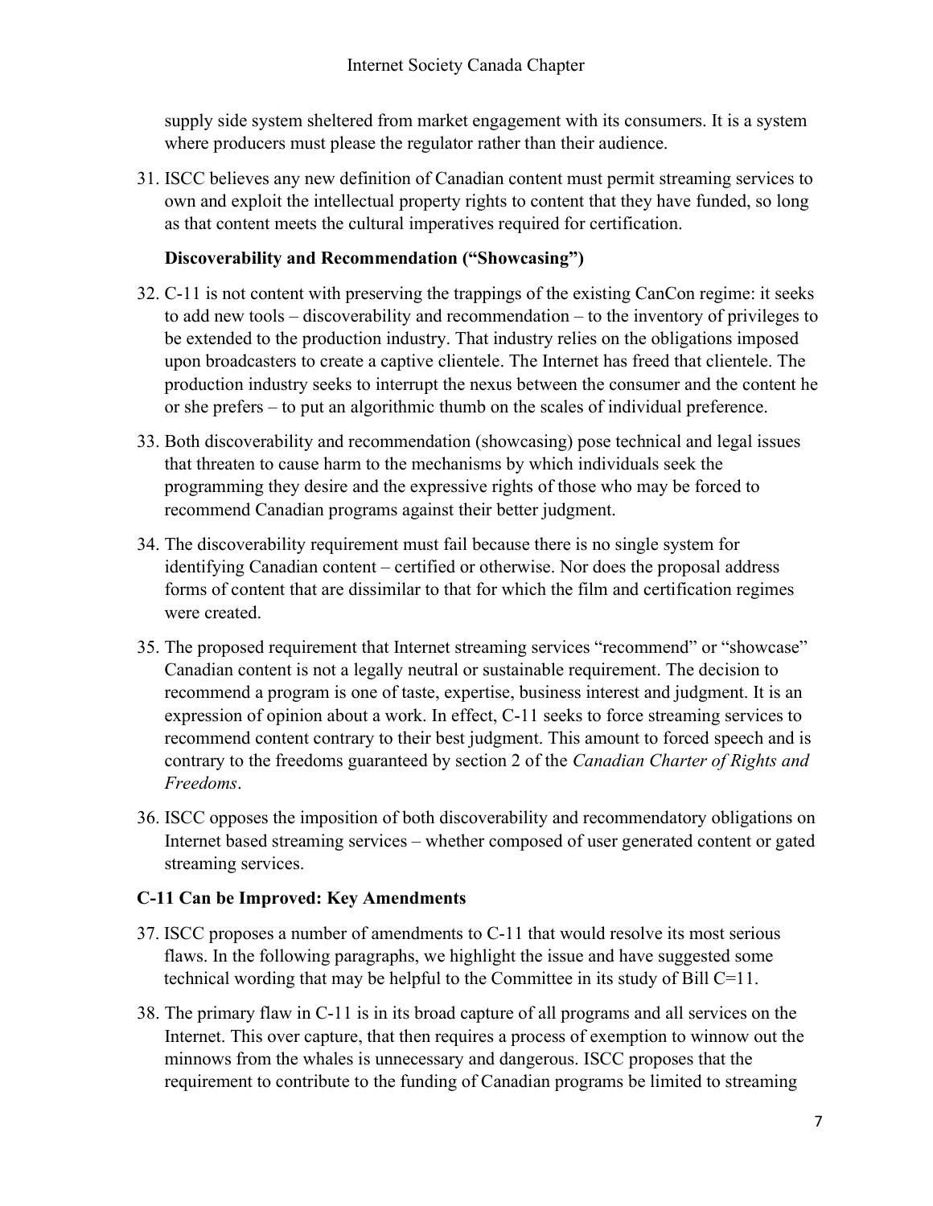supply side system sheltered from market engagement with its consumers. It is a system where producers must please the regulator rather than their audience.

31. ISCC believes any new definition of Canadian content must permit streaming services to own and exploit the intellectual property rights to content that they have funded, so long as that content meets the cultural imperatives required for certification.

### Discoverability and Recommendation ("Showcasing")

32. C-11 is not content with preserving the trappings of the existing CanCon regime: it seeks to add new tools – discoverability and recommendation – to the inventory of privileges to be extended to the production industry. That industry relies on the obligations imposed upon broadcasters to create a captive clientele. The Internet has freed that clientele. The production industry seeks to interrupt the nexus between the consumer and the content he or she prefers – to put an algorithmic thumb on the scales of individual preference.

33. Both discoverability and recommendation (showcasing) pose technical and legal issues that threaten to cause harm to the mechanisms by which individuals seek the programming they desire and the expressive rights of those who may be forced to recommend Canadian programs against their better judgment.

34. The discoverability requirement must fail because there is no single system for identifying Canadian content – certified or otherwise. Nor does the proposal address forms of content that are dissimilar to that for which the film and certification regimes were created.

35. The proposed requirement that Internet streaming services "recommend" or "showcase" Canadian content is not a legally neutral or sustainable requirement. The decision to recommend a program is one of taste, expertise, business interest and judgment. It is an expression of opinion about a work. In effect, C-11 seeks to force streaming services to recommend content contrary to their best judgment. This amount to forced speech and is contrary to the freedoms guaranteed by section 2 of the *Canadian Charter of Rights and Freedoms*.

36. ISCC opposes the imposition of both discoverability and recommendatory obligations on Internet based streaming services – whether composed of user generated content or gated streaming services.

## C-11 Can be Improved: Key Amendments

37. ISCC proposes a number of amendments to C-11 that would resolve its most serious flaws. In the following paragraphs, we highlight the issue and have suggested some technical wording that may be helpful to the Committee in its study of Bill C=11.

38. The primary flaw in C-11 is in its broad capture of all programs and all services on the Internet. This over capture, that then requires a process of exemption to winnow out the minnows from the whales is unnecessary and dangerous. ISCC proposes that the requirement to contribute to the funding of Canadian programs be limited to streaming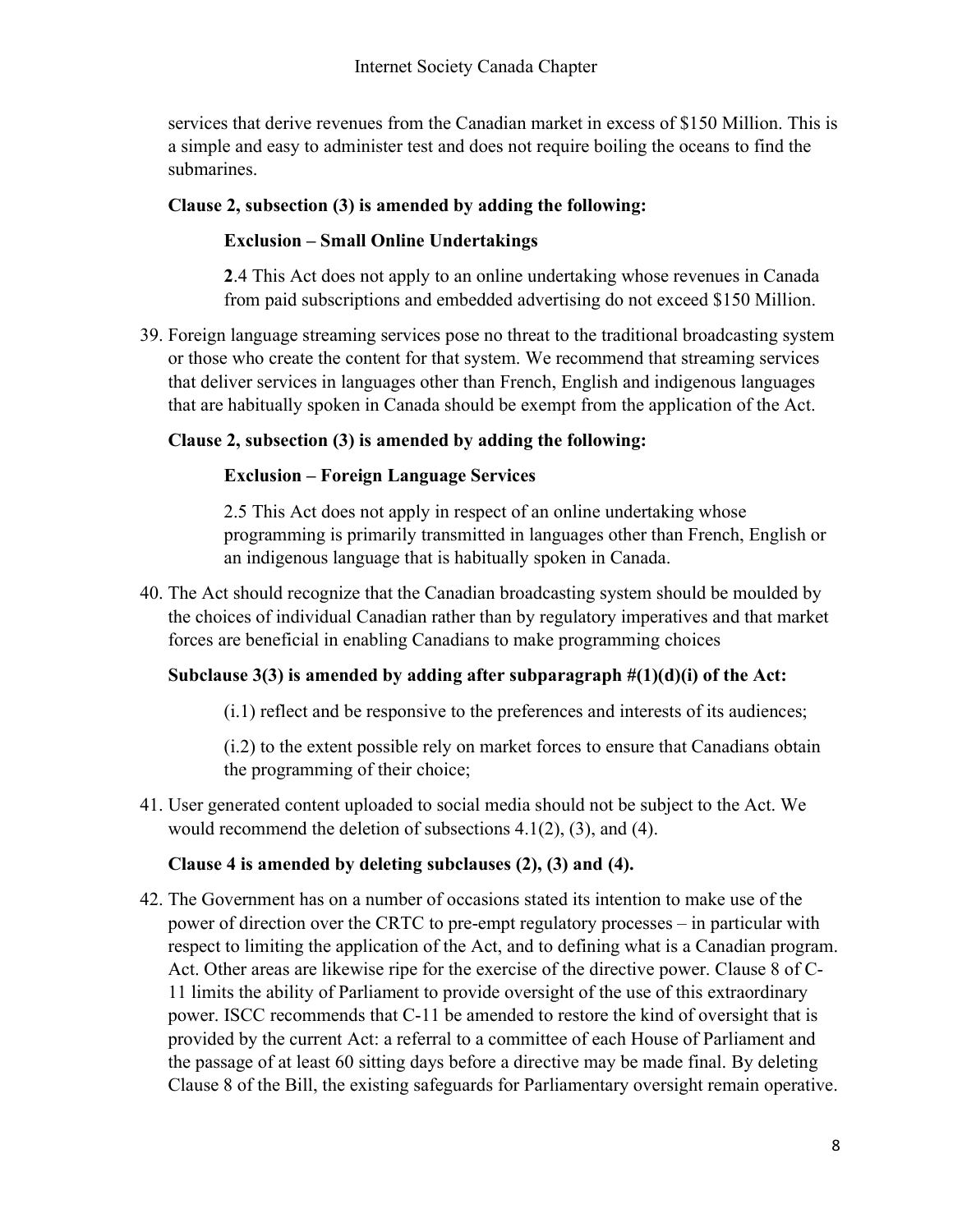services that derive revenues from the Canadian market in excess of $150 Million. This is a simple and easy to administer test and does not require boiling the oceans to find the submarines.

**Clause 2, subsection (3) is amended by adding the following:**

**Exclusion – Small Online Undertakings**

**2**.4 This Act does not apply to an online undertaking whose revenues in Canada from paid subscriptions and embedded advertising do not exceed $150 Million.

39. Foreign language streaming services pose no threat to the traditional broadcasting system or those who create the content for that system. We recommend that streaming services that deliver services in languages other than French, English and indigenous languages that are habitually spoken in Canada should be exempt from the application of the Act.

**Clause 2, subsection (3) is amended by adding the following:**

**Exclusion – Foreign Language Services**

2.5 This Act does not apply in respect of an online undertaking whose programming is primarily transmitted in languages other than French, English or an indigenous language that is habitually spoken in Canada.

40. The Act should recognize that the Canadian broadcasting system should be moulded by the choices of individual Canadian rather than by regulatory imperatives and that market forces are beneficial in enabling Canadians to make programming choices

**Subclause 3(3) is amended by adding after subparagraph #(1)(d)(i) of the Act:**

(i.1) reflect and be responsive to the preferences and interests of its audiences;

(i.2) to the extent possible rely on market forces to ensure that Canadians obtain the programming of their choice;

41. User generated content uploaded to social media should not be subject to the Act. We would recommend the deletion of subsections 4.1(2), (3), and (4).

**Clause 4 is amended by deleting subclauses (2), (3) and (4).**

42. The Government has on a number of occasions stated its intention to make use of the power of direction over the CRTC to pre-empt regulatory processes – in particular with respect to limiting the application of the Act, and to defining what is a Canadian program. Act. Other areas are likewise ripe for the exercise of the directive power. Clause 8 of C-11 limits the ability of Parliament to provide oversight of the use of this extraordinary power. ISCC recommends that C-11 be amended to restore the kind of oversight that is provided by the current Act: a referral to a committee of each House of Parliament and the passage of at least 60 sitting days before a directive may be made final. By deleting Clause 8 of the Bill, the existing safeguards for Parliamentary oversight remain operative.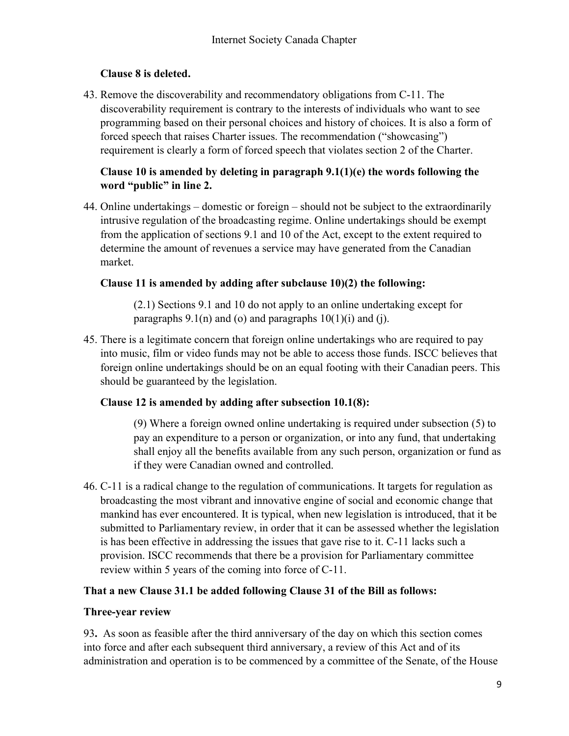**Clause 8 is deleted.**

43. Remove the discoverability and recommendatory obligations from C-11. The discoverability requirement is contrary to the interests of individuals who want to see programming based on their personal choices and history of choices. It is also a form of forced speech that raises Charter issues. The recommendation ("showcasing") requirement is clearly a form of forced speech that violates section 2 of the Charter.

**Clause 10 is amended by deleting in paragraph 9.1(1)(e) the words following the word "public" in line 2.**

44. Online undertakings – domestic or foreign – should not be subject to the extraordinarily intrusive regulation of the broadcasting regime. Online undertakings should be exempt from the application of sections 9.1 and 10 of the Act, except to the extent required to determine the amount of revenues a service may have generated from the Canadian market.

**Clause 11 is amended by adding after subclause 10)(2) the following:**

> (2.1) Sections 9.1 and 10 do not apply to an online undertaking except for paragraphs 9.1(n) and (o) and paragraphs 10(1)(i) and (j).

45. There is a legitimate concern that foreign online undertakings who are required to pay into music, film or video funds may not be able to access those funds. ISCC believes that foreign online undertakings should be on an equal footing with their Canadian peers. This should be guaranteed by the legislation.

**Clause 12 is amended by adding after subsection 10.1(8):**

> (9) Where a foreign owned online undertaking is required under subsection (5) to pay an expenditure to a person or organization, or into any fund, that undertaking shall enjoy all the benefits available from any such person, organization or fund as if they were Canadian owned and controlled.

46. C-11 is a radical change to the regulation of communications. It targets for regulation as broadcasting the most vibrant and innovative engine of social and economic change that mankind has ever encountered. It is typical, when new legislation is introduced, that it be submitted to Parliamentary review, in order that it can be assessed whether the legislation is has been effective in addressing the issues that gave rise to it. C-11 lacks such a provision. ISCC recommends that there be a provision for Parliamentary committee review within 5 years of the coming into force of C-11.

**That a new Clause 31.1 be added following Clause 31 of the Bill as follows:**

**Three-year review**

**93.** As soon as feasible after the third anniversary of the day on which this section comes into force and after each subsequent third anniversary, a review of this Act and of its administration and operation is to be commenced by a committee of the Senate, of the House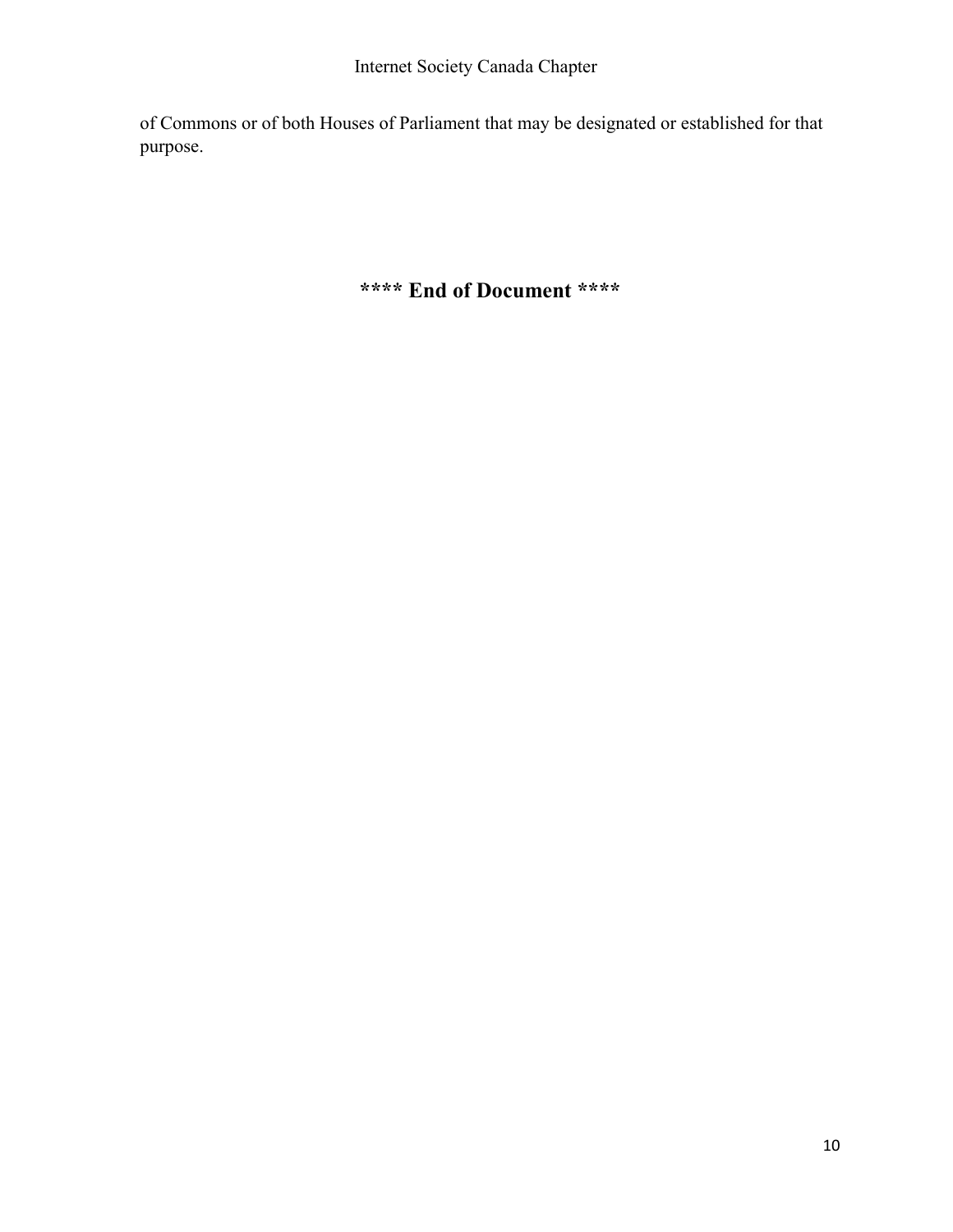of Commons or of both Houses of Parliament that may be designated or established for that purpose.

**\*\*\*\* End of Document \*\*\*\***

of Commons or of both Houses of Parliament that may be designated or established for that purpose.

**\*\*\*\* End of Document \*\*\*\***